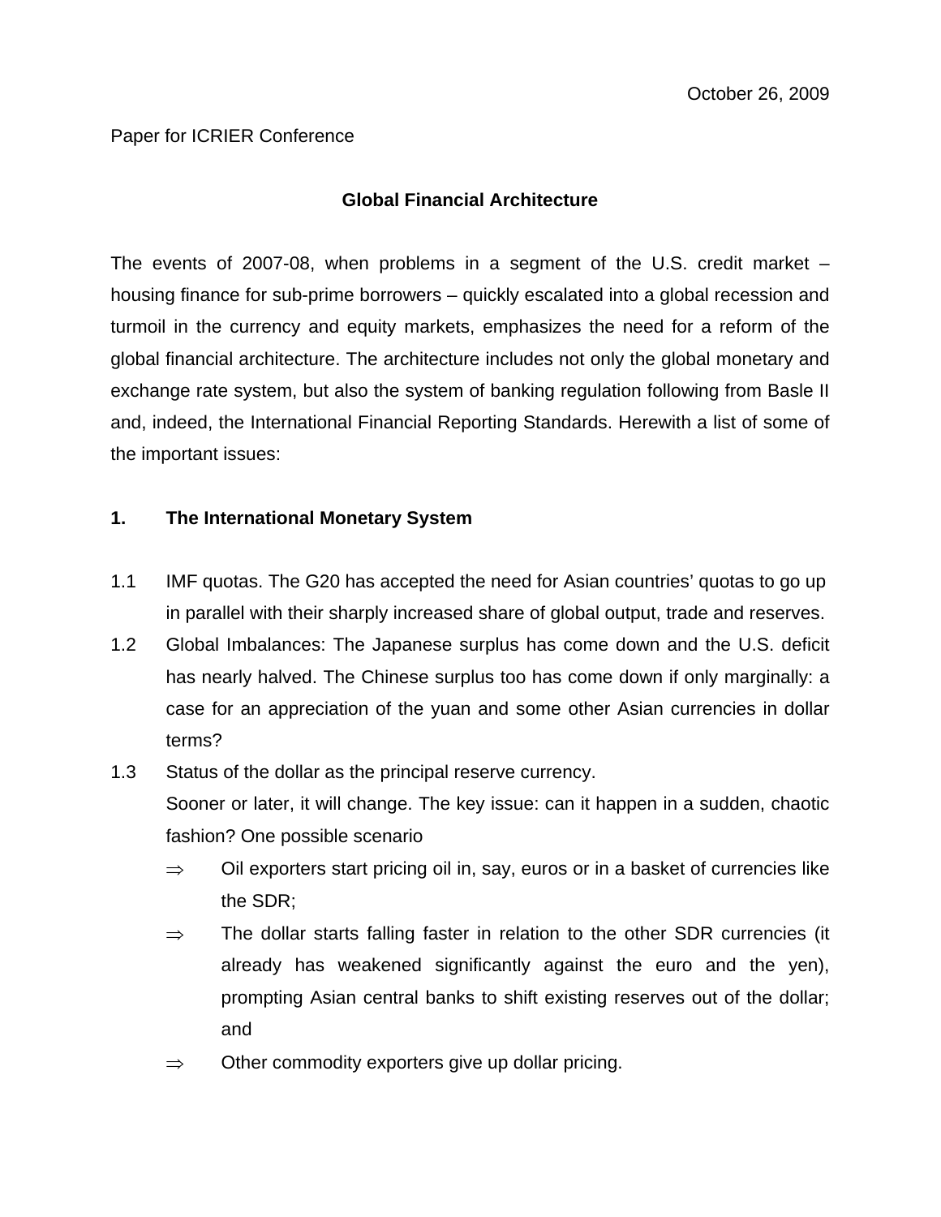October 26, 2009

Paper for ICRIER Conference

# Global Financial Architecture

The events of 2007-08, when problems in a segment of the U.S. credit market – housing finance for sub-prime borrowers – quickly escalated into a global recession and turmoil in the currency and equity markets, emphasizes the need for a reform of the global financial architecture. The architecture includes not only the global monetary and exchange rate system, but also the system of banking regulation following from Basle II and, indeed, the International Financial Reporting Standards. Herewith a list of some of the important issues:

## 1. The International Monetary System

1.1 IMF quotas. The G20 has accepted the need for Asian countries' quotas to go up in parallel with their sharply increased share of global output, trade and reserves.

1.2 Global Imbalances: The Japanese surplus has come down and the U.S. deficit has nearly halved. The Chinese surplus too has come down if only marginally: a case for an appreciation of the yuan and some other Asian currencies in dollar terms?

1.3 Status of the dollar as the principal reserve currency.
Sooner or later, it will change. The key issue: can it happen in a sudden, chaotic fashion? One possible scenario

- ⇒ Oil exporters start pricing oil in, say, euros or in a basket of currencies like the SDR;
- ⇒ The dollar starts falling faster in relation to the other SDR currencies (it already has weakened significantly against the euro and the yen), prompting Asian central banks to shift existing reserves out of the dollar; and
- ⇒ Other commodity exporters give up dollar pricing.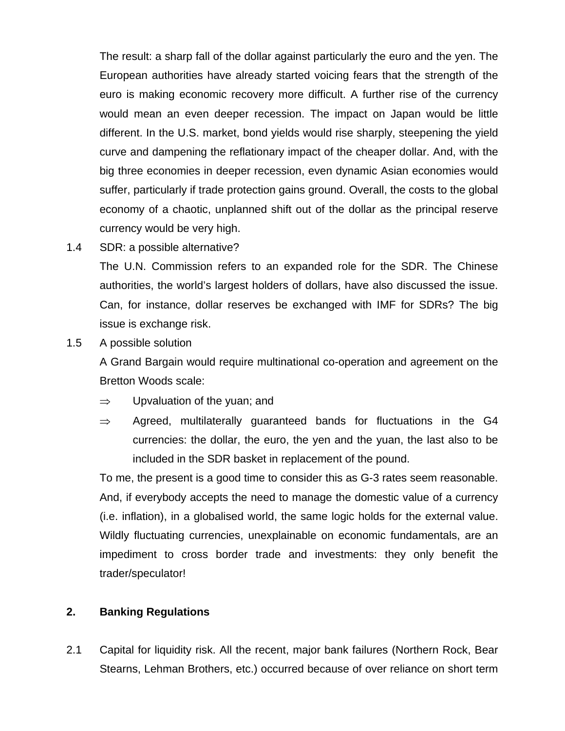The result: a sharp fall of the dollar against particularly the euro and the yen. The European authorities have already started voicing fears that the strength of the euro is making economic recovery more difficult. A further rise of the currency would mean an even deeper recession. The impact on Japan would be little different. In the U.S. market, bond yields would rise sharply, steepening the yield curve and dampening the reflationary impact of the cheaper dollar. And, with the big three economies in deeper recession, even dynamic Asian economies would suffer, particularly if trade protection gains ground. Overall, the costs to the global economy of a chaotic, unplanned shift out of the dollar as the principal reserve currency would be very high.

1.4 SDR: a possible alternative?

The U.N. Commission refers to an expanded role for the SDR. The Chinese authorities, the world's largest holders of dollars, have also discussed the issue. Can, for instance, dollar reserves be exchanged with IMF for SDRs? The big issue is exchange risk.

1.5 A possible solution

A Grand Bargain would require multinational co-operation and agreement on the Bretton Woods scale:

- ⇒ Upvaluation of the yuan; and
- ⇒ Agreed, multilaterally guaranteed bands for fluctuations in the G4 currencies: the dollar, the euro, the yen and the yuan, the last also to be included in the SDR basket in replacement of the pound.

To me, the present is a good time to consider this as G-3 rates seem reasonable. And, if everybody accepts the need to manage the domestic value of a currency (i.e. inflation), in a globalised world, the same logic holds for the external value. Wildly fluctuating currencies, unexplainable on economic fundamentals, are an impediment to cross border trade and investments: they only benefit the trader/speculator!

## 2. Banking Regulations

2.1 Capital for liquidity risk. All the recent, major bank failures (Northern Rock, Bear Stearns, Lehman Brothers, etc.) occurred because of over reliance on short term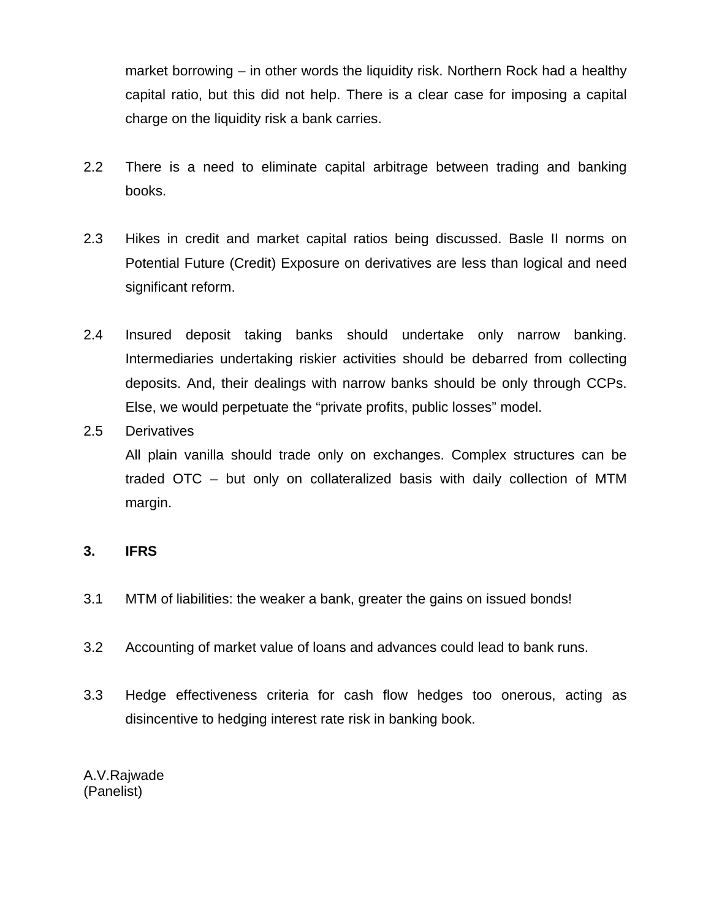market borrowing – in other words the liquidity risk. Northern Rock had a healthy capital ratio, but this did not help. There is a clear case for imposing a capital charge on the liquidity risk a bank carries.

2.2 There is a need to eliminate capital arbitrage between trading and banking books.

2.3 Hikes in credit and market capital ratios being discussed. Basle II norms on Potential Future (Credit) Exposure on derivatives are less than logical and need significant reform.

2.4 Insured deposit taking banks should undertake only narrow banking. Intermediaries undertaking riskier activities should be debarred from collecting deposits. And, their dealings with narrow banks should be only through CCPs. Else, we would perpetuate the "private profits, public losses" model.

2.5 Derivatives

All plain vanilla should trade only on exchanges. Complex structures can be traded OTC – but only on collateralized basis with daily collection of MTM margin.

## 3. IFRS

3.1 MTM of liabilities: the weaker a bank, greater the gains on issued bonds!

3.2 Accounting of market value of loans and advances could lead to bank runs.

3.3 Hedge effectiveness criteria for cash flow hedges too onerous, acting as disincentive to hedging interest rate risk in banking book.

A.V.Rajwade
(Panelist)